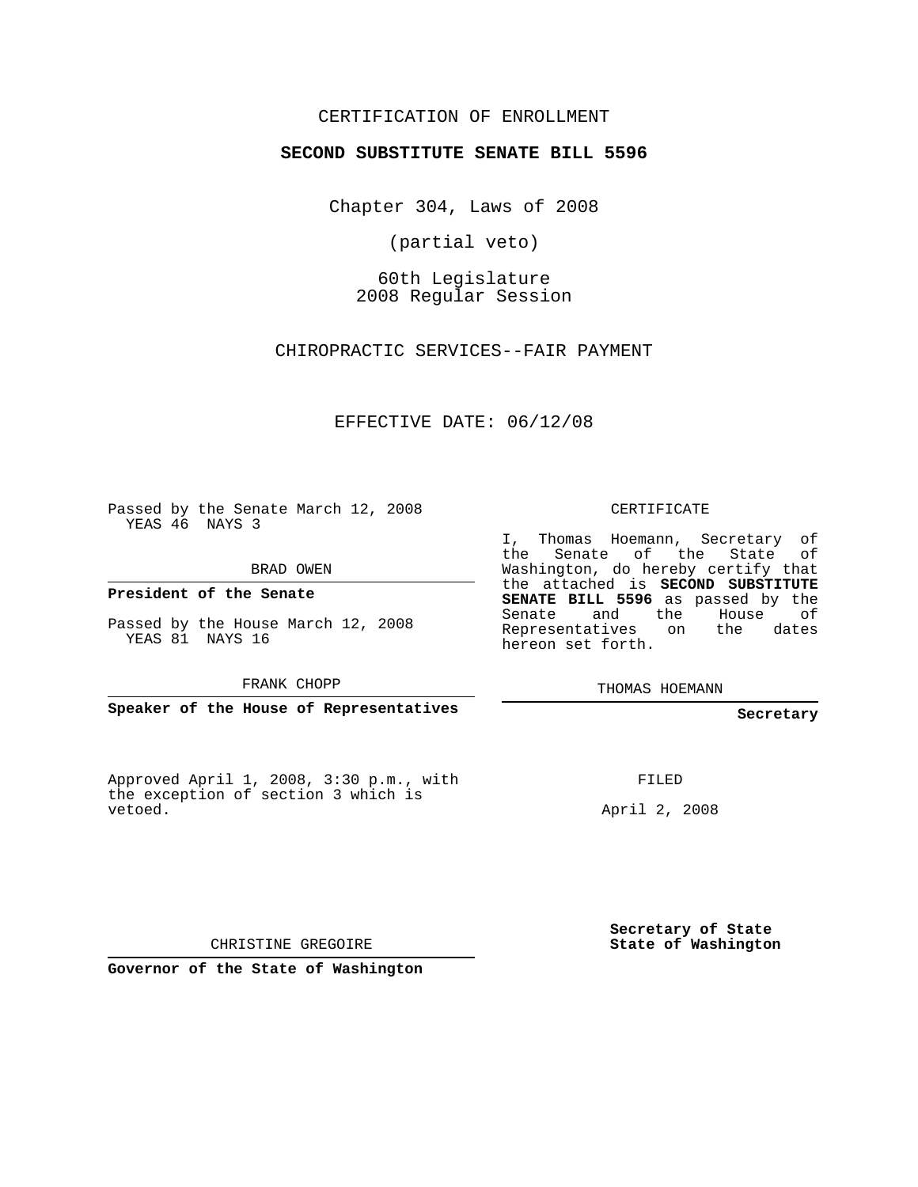CERTIFICATION OF ENROLLMENT

**SECOND SUBSTITUTE SENATE BILL 5596**

Chapter 304, Laws of 2008

(partial veto)

60th Legislature
2008 Regular Session

CHIROPRACTIC SERVICES--FAIR PAYMENT

EFFECTIVE DATE: 06/12/08

Passed by the Senate March 12, 2008
YEAS 46 NAYS 3

BRAD OWEN

**President of the Senate**

Passed by the House March 12, 2008
YEAS 81 NAYS 16

FRANK CHOPP

**Speaker of the House of Representatives**

Approved April 1, 2008, 3:30 p.m., with the exception of section 3 which is vetoed.

CHRISTINE GREGOIRE

**Governor of the State of Washington**

CERTIFICATE

I, Thomas Hoemann, Secretary of the Senate of the State of Washington, do hereby certify that the attached is **SECOND SUBSTITUTE SENATE BILL 5596** as passed by the Senate and the House of Representatives on the dates hereon set forth.

THOMAS HOEMANN

**Secretary**

FILED

April 2, 2008

**Secretary of State**
**State of Washington**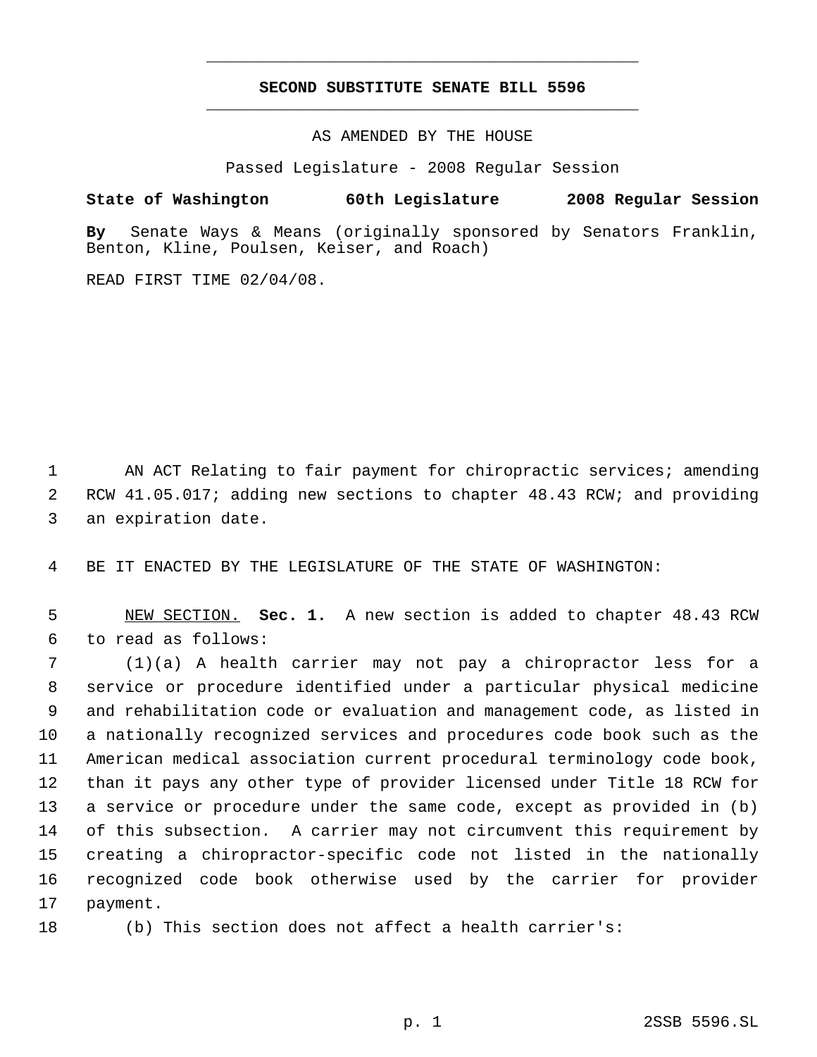# SECOND SUBSTITUTE SENATE BILL 5596

AS AMENDED BY THE HOUSE

Passed Legislature - 2008 Regular Session

**State of Washington 60th Legislature 2008 Regular Session**

**By** Senate Ways & Means (originally sponsored by Senators Franklin, Benton, Kline, Poulsen, Keiser, and Roach)

READ FIRST TIME 02/04/08.

AN ACT Relating to fair payment for chiropractic services; amending RCW 41.05.017; adding new sections to chapter 48.43 RCW; and providing an expiration date.

BE IT ENACTED BY THE LEGISLATURE OF THE STATE OF WASHINGTON:

NEW SECTION. **Sec. 1.** A new section is added to chapter 48.43 RCW to read as follows:

(1)(a) A health carrier may not pay a chiropractor less for a service or procedure identified under a particular physical medicine and rehabilitation code or evaluation and management code, as listed in a nationally recognized services and procedures code book such as the American medical association current procedural terminology code book, than it pays any other type of provider licensed under Title 18 RCW for a service or procedure under the same code, except as provided in (b) of this subsection. A carrier may not circumvent this requirement by creating a chiropractor-specific code not listed in the nationally recognized code book otherwise used by the carrier for provider payment.

(b) This section does not affect a health carrier's: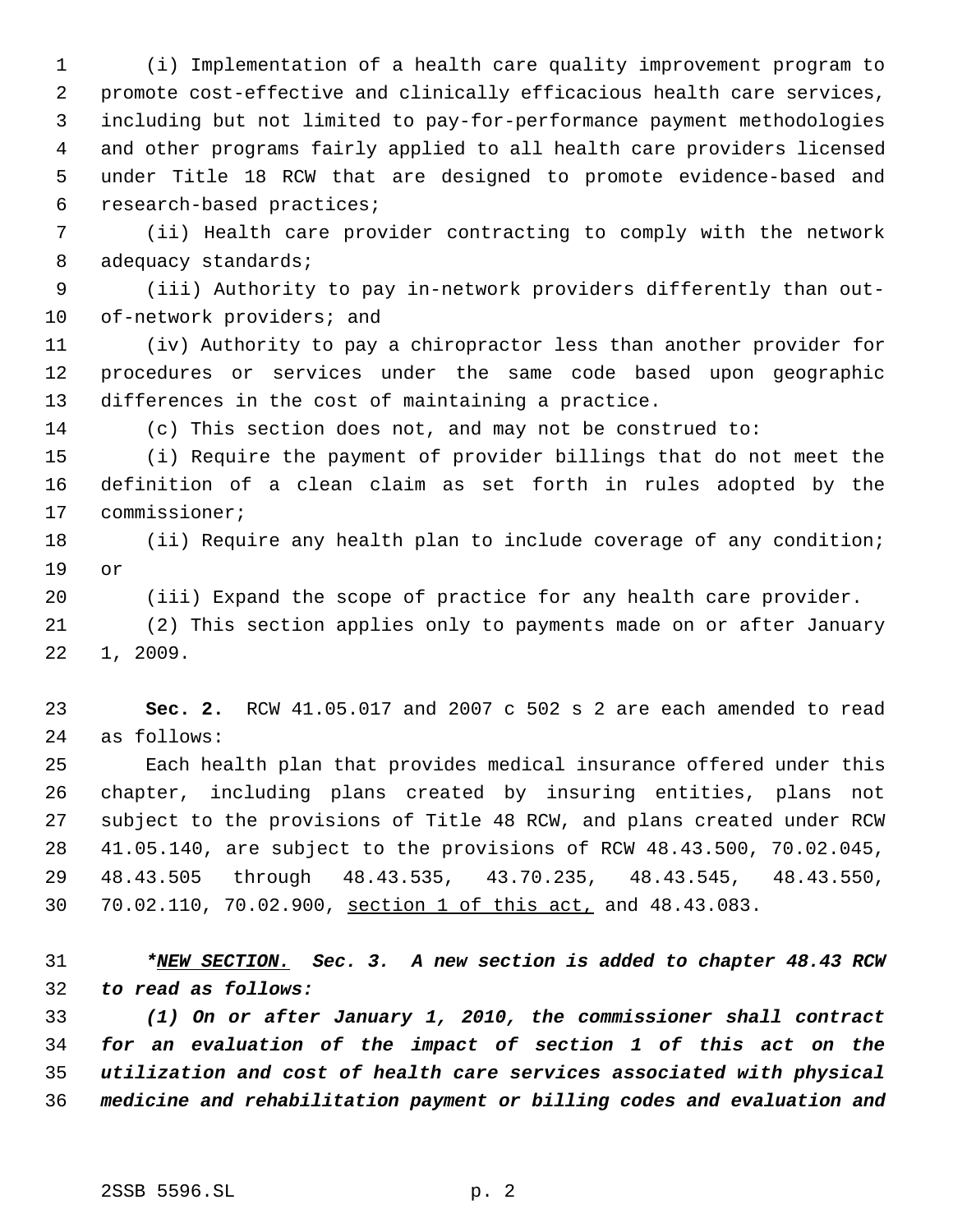(i) Implementation of a health care quality improvement program to promote cost-effective and clinically efficacious health care services, including but not limited to pay-for-performance payment methodologies and other programs fairly applied to all health care providers licensed under Title 18 RCW that are designed to promote evidence-based and research-based practices;

(ii) Health care provider contracting to comply with the network adequacy standards;

(iii) Authority to pay in-network providers differently than out-of-network providers; and

(iv) Authority to pay a chiropractor less than another provider for procedures or services under the same code based upon geographic differences in the cost of maintaining a practice.

(c) This section does not, and may not be construed to:

(i) Require the payment of provider billings that do not meet the definition of a clean claim as set forth in rules adopted by the commissioner;

(ii) Require any health plan to include coverage of any condition; or

(iii) Expand the scope of practice for any health care provider.

(2) This section applies only to payments made on or after January 1, 2009.

**Sec. 2.** RCW 41.05.017 and 2007 c 502 s 2 are each amended to read as follows:

Each health plan that provides medical insurance offered under this chapter, including plans created by insuring entities, plans not subject to the provisions of Title 48 RCW, and plans created under RCW 41.05.140, are subject to the provisions of RCW 48.43.500, 70.02.045, 48.43.505 through 48.43.535, 43.70.235, 48.43.545, 48.43.550, 70.02.110, 70.02.900, <u>section 1 of this act,</u> and 48.43.083.

***<u>NEW SECTION.</u> Sec. 3. A new section is added to chapter 48.43 RCW to read as follows:***

***(1) On or after January 1, 2010, the commissioner shall contract for an evaluation of the impact of section 1 of this act on the utilization and cost of health care services associated with physical medicine and rehabilitation payment or billing codes and evaluation and***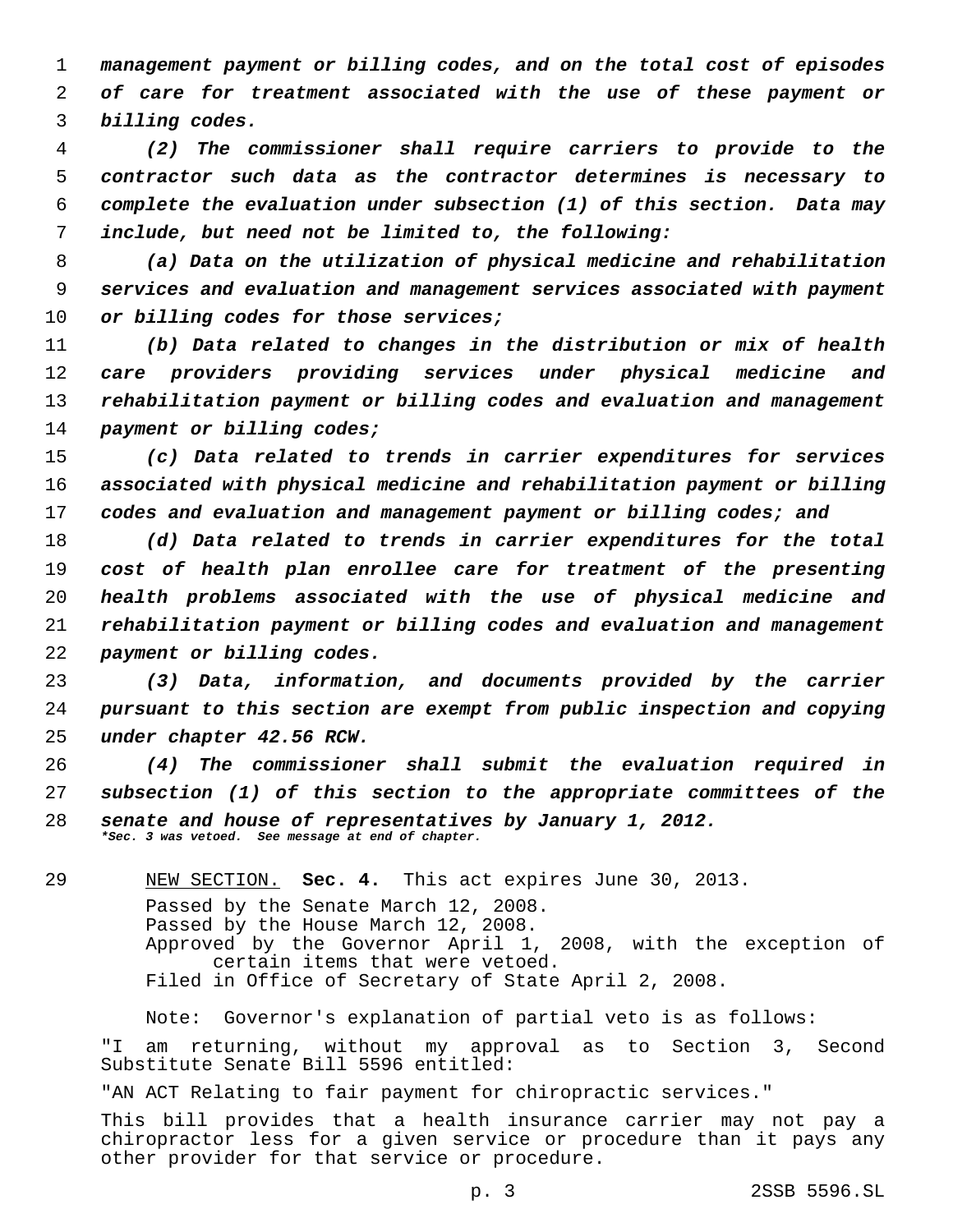*management payment or billing codes, and on the total cost of episodes of care for treatment associated with the use of these payment or billing codes.*

*(2) The commissioner shall require carriers to provide to the contractor such data as the contractor determines is necessary to complete the evaluation under subsection (1) of this section. Data may include, but need not be limited to, the following:*

*(a) Data on the utilization of physical medicine and rehabilitation services and evaluation and management services associated with payment or billing codes for those services;*

*(b) Data related to changes in the distribution or mix of health care providers providing services under physical medicine and rehabilitation payment or billing codes and evaluation and management payment or billing codes;*

*(c) Data related to trends in carrier expenditures for services associated with physical medicine and rehabilitation payment or billing codes and evaluation and management payment or billing codes; and*

*(d) Data related to trends in carrier expenditures for the total cost of health plan enrollee care for treatment of the presenting health problems associated with the use of physical medicine and rehabilitation payment or billing codes and evaluation and management payment or billing codes.*

*(3) Data, information, and documents provided by the carrier pursuant to this section are exempt from public inspection and copying under chapter 42.56 RCW.*

*(4) The commissioner shall submit the evaluation required in subsection (1) of this section to the appropriate committees of the senate and house of representatives by January 1, 2012.*

***Sec. 3 was vetoed. See message at end of chapter.***

NEW SECTION. **Sec. 4.** This act expires June 30, 2013.

Passed by the Senate March 12, 2008.
Passed by the House March 12, 2008.
Approved by the Governor April 1, 2008, with the exception of certain items that were vetoed.
Filed in Office of Secretary of State April 2, 2008.

Note: Governor's explanation of partial veto is as follows:

"I am returning, without my approval as to Section 3, Second Substitute Senate Bill 5596 entitled:

"AN ACT Relating to fair payment for chiropractic services."

This bill provides that a health insurance carrier may not pay a chiropractor less for a given service or procedure than it pays any other provider for that service or procedure.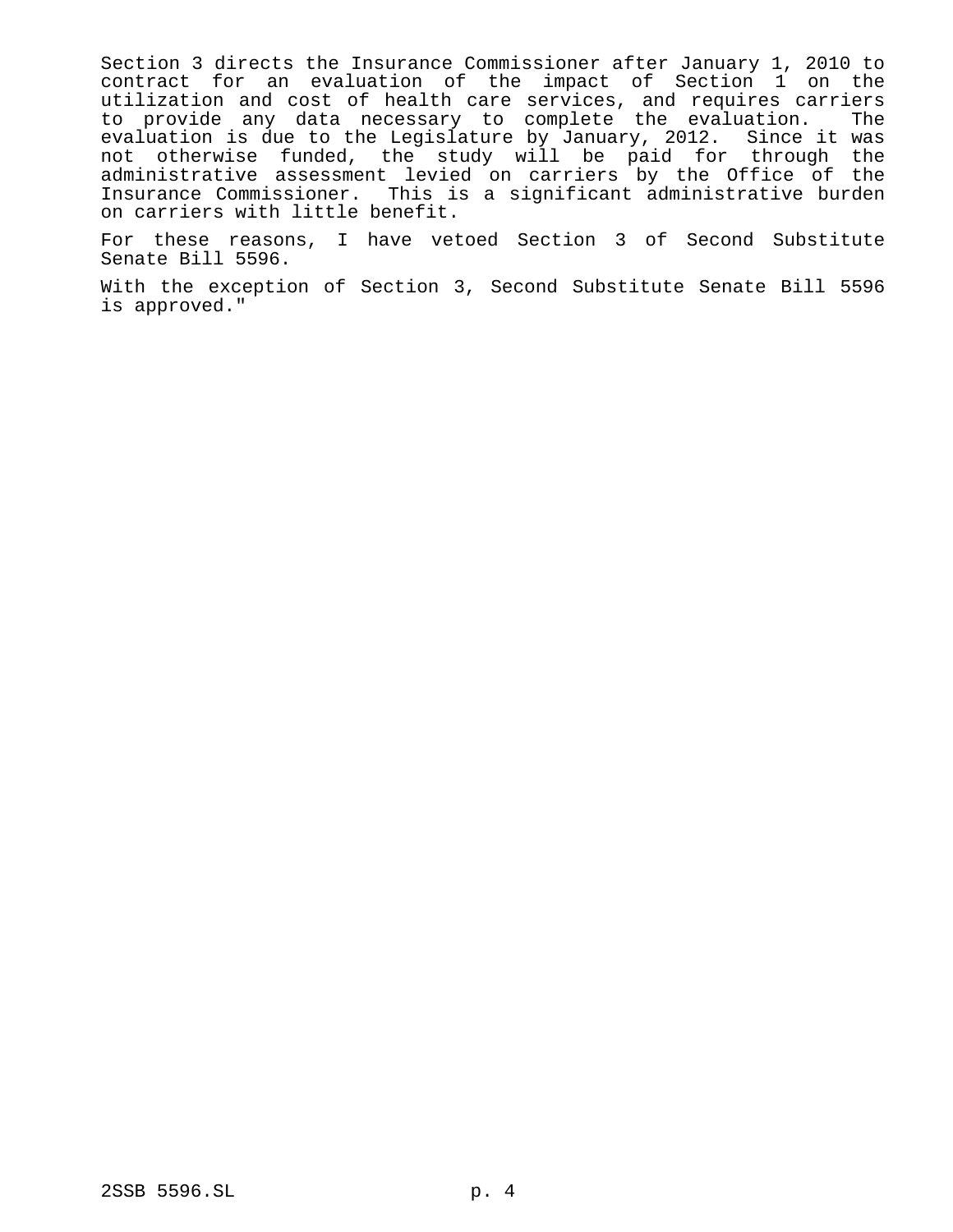Section 3 directs the Insurance Commissioner after January 1, 2010 to contract for an evaluation of the impact of Section 1 on the utilization and cost of health care services, and requires carriers to provide any data necessary to complete the evaluation. The evaluation is due to the Legislature by January, 2012. Since it was not otherwise funded, the study will be paid for through the administrative assessment levied on carriers by the Office of the Insurance Commissioner. This is a significant administrative burden on carriers with little benefit.

For these reasons, I have vetoed Section 3 of Second Substitute Senate Bill 5596.

With the exception of Section 3, Second Substitute Senate Bill 5596 is approved."